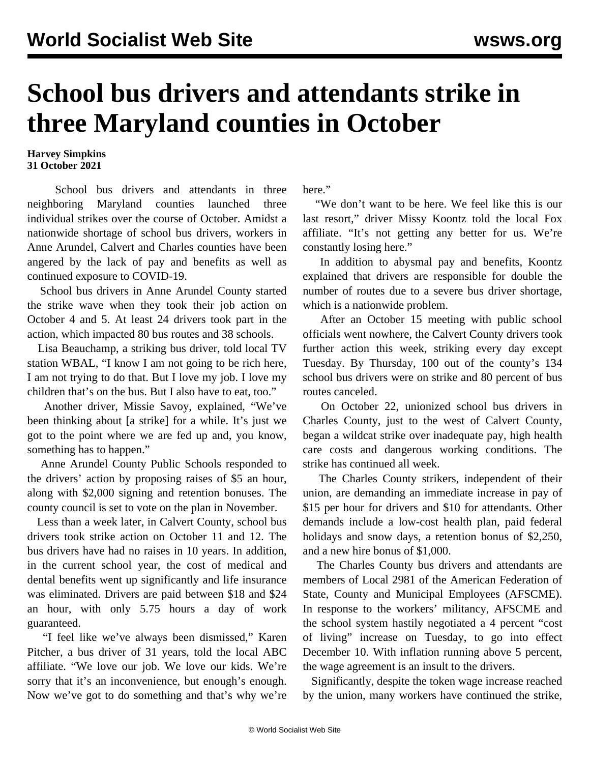# School bus drivers and attendants strike in three Maryland counties in October

**Harvey Simpkins**
**31 October 2021**

School bus drivers and attendants in three neighboring Maryland counties launched three individual strikes over the course of October. Amidst a nationwide shortage of school bus drivers, workers in Anne Arundel, Calvert and Charles counties have been angered by the lack of pay and benefits as well as continued exposure to COVID-19.

School bus drivers in Anne Arundel County started the strike wave when they took their job action on October 4 and 5. At least 24 drivers took part in the action, which impacted 80 bus routes and 38 schools.

Lisa Beauchamp, a striking bus driver, told local TV station WBAL, "I know I am not going to be rich here, I am not trying to do that. But I love my job. I love my children that's on the bus. But I also have to eat, too."

Another driver, Missie Savoy, explained, "We've been thinking about [a strike] for a while. It's just we got to the point where we are fed up and, you know, something has to happen."

Anne Arundel County Public Schools responded to the drivers' action by proposing raises of $5 an hour, along with $2,000 signing and retention bonuses. The county council is set to vote on the plan in November.

Less than a week later, in Calvert County, school bus drivers took strike action on October 11 and 12. The bus drivers have had no raises in 10 years. In addition, in the current school year, the cost of medical and dental benefits went up significantly and life insurance was eliminated. Drivers are paid between $18 and $24 an hour, with only 5.75 hours a day of work guaranteed.

"I feel like we've always been dismissed," Karen Pitcher, a bus driver of 31 years, told the local ABC affiliate. "We love our job. We love our kids. We're sorry that it's an inconvenience, but enough's enough. Now we've got to do something and that's why we're here."

"We don't want to be here. We feel like this is our last resort," driver Missy Koontz told the local Fox affiliate. "It's not getting any better for us. We're constantly losing here."

In addition to abysmal pay and benefits, Koontz explained that drivers are responsible for double the number of routes due to a severe bus driver shortage, which is a nationwide problem.

After an October 15 meeting with public school officials went nowhere, the Calvert County drivers took further action this week, striking every day except Tuesday. By Thursday, 100 out of the county's 134 school bus drivers were on strike and 80 percent of bus routes canceled.

On October 22, unionized school bus drivers in Charles County, just to the west of Calvert County, began a wildcat strike over inadequate pay, high health care costs and dangerous working conditions. The strike has continued all week.

The Charles County strikers, independent of their union, are demanding an immediate increase in pay of $15 per hour for drivers and $10 for attendants. Other demands include a low-cost health plan, paid federal holidays and snow days, a retention bonus of $2,250, and a new hire bonus of $1,000.

The Charles County bus drivers and attendants are members of Local 2981 of the American Federation of State, County and Municipal Employees (AFSCME). In response to the workers' militancy, AFSCME and the school system hastily negotiated a 4 percent "cost of living" increase on Tuesday, to go into effect December 10. With inflation running above 5 percent, the wage agreement is an insult to the drivers.

Significantly, despite the token wage increase reached by the union, many workers have continued the strike,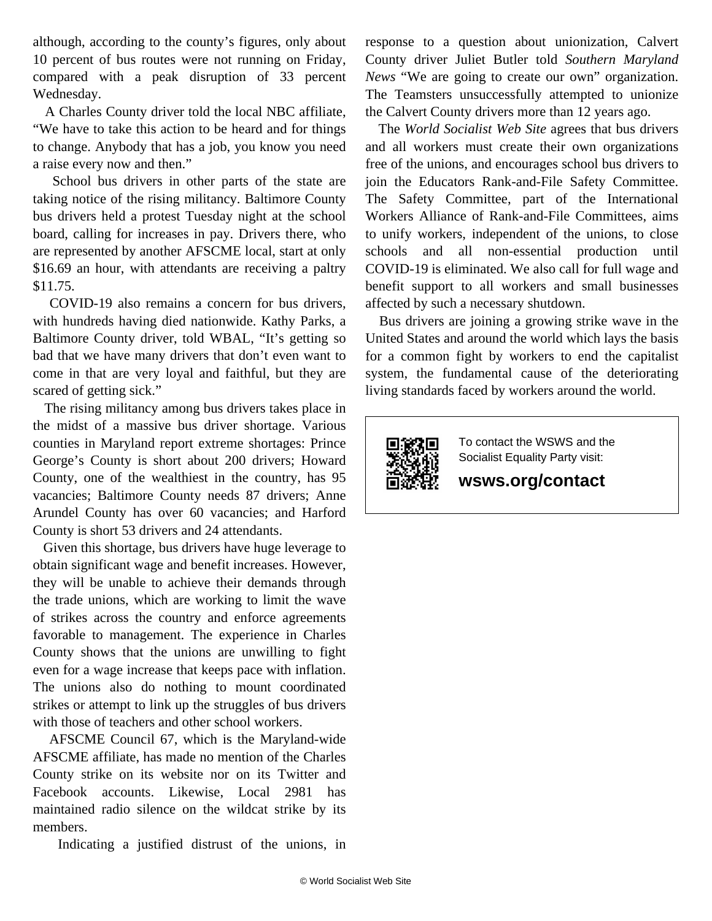although, according to the county's figures, only about 10 percent of bus routes were not running on Friday, compared with a peak disruption of 33 percent Wednesday.

A Charles County driver told the local NBC affiliate, "We have to take this action to be heard and for things to change. Anybody that has a job, you know you need a raise every now and then."

School bus drivers in other parts of the state are taking notice of the rising militancy. Baltimore County bus drivers held a protest Tuesday night at the school board, calling for increases in pay. Drivers there, who are represented by another AFSCME local, start at only $16.69 an hour, with attendants are receiving a paltry $11.75.

COVID-19 also remains a concern for bus drivers, with hundreds having died nationwide. Kathy Parks, a Baltimore County driver, told WBAL, "It's getting so bad that we have many drivers that don't even want to come in that are very loyal and faithful, but they are scared of getting sick."

The rising militancy among bus drivers takes place in the midst of a massive bus driver shortage. Various counties in Maryland report extreme shortages: Prince George's County is short about 200 drivers; Howard County, one of the wealthiest in the country, has 95 vacancies; Baltimore County needs 87 drivers; Anne Arundel County has over 60 vacancies; and Harford County is short 53 drivers and 24 attendants.

Given this shortage, bus drivers have huge leverage to obtain significant wage and benefit increases. However, they will be unable to achieve their demands through the trade unions, which are working to limit the wave of strikes across the country and enforce agreements favorable to management. The experience in Charles County shows that the unions are unwilling to fight even for a wage increase that keeps pace with inflation. The unions also do nothing to mount coordinated strikes or attempt to link up the struggles of bus drivers with those of teachers and other school workers.

AFSCME Council 67, which is the Maryland-wide AFSCME affiliate, has made no mention of the Charles County strike on its website nor on its Twitter and Facebook accounts. Likewise, Local 2981 has maintained radio silence on the wildcat strike by its members.

Indicating a justified distrust of the unions, in response to a question about unionization, Calvert County driver Juliet Butler told *Southern Maryland News* "We are going to create our own" organization. The Teamsters unsuccessfully attempted to unionize the Calvert County drivers more than 12 years ago.

The *World Socialist Web Site* agrees that bus drivers and all workers must create their own organizations free of the unions, and encourages school bus drivers to join the Educators Rank-and-File Safety Committee. The Safety Committee, part of the International Workers Alliance of Rank-and-File Committees, aims to unify workers, independent of the unions, to close schools and all non-essential production until COVID-19 is eliminated. We also call for full wage and benefit support to all workers and small businesses affected by such a necessary shutdown.

Bus drivers are joining a growing strike wave in the United States and around the world which lays the basis for a common fight by workers to end the capitalist system, the fundamental cause of the deteriorating living standards faced by workers around the world.

To contact the WSWS and the Socialist Equality Party visit:

**wsws.org/contact**